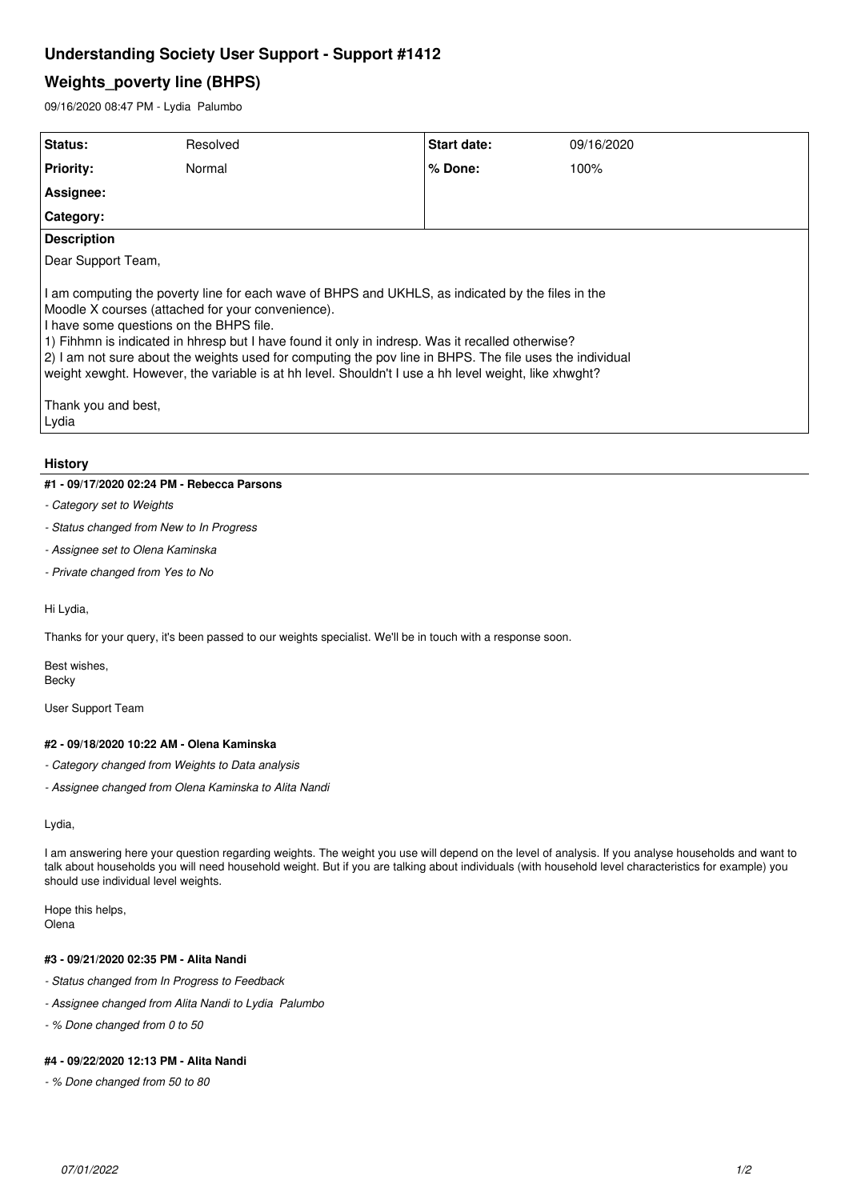# Understanding Society User Support - Support #1412

## Weights_poverty line (BHPS)

09/16/2020 08:47 PM - Lydia Palumbo

| Status: | Resolved | Start date: | 09/16/2020 |
|---|---|---|---|
| Priority: | Normal | % Done: | 100% |
| Assignee: | | | |
| Category: | | | |

**Description**

Dear Support Team,

I am computing the poverty line for each wave of BHPS and UKHLS, as indicated by the files in the Moodle X courses (attached for your convenience).
I have some questions on the BHPS file.
1) Fihhmn is indicated in hhresp but I have found it only in indresp. Was it recalled otherwise?
2) I am not sure about the weights used for computing the pov line in BHPS. The file uses the individual weight xewght. However, the variable is at hh level. Shouldn't I use a hh level weight, like xhwght?

Thank you and best,
Lydia

### History

#### #1 - 09/17/2020 02:24 PM - Rebecca Parsons

- *Category set to Weights*
- *Status changed from New to In Progress*
- *Assignee set to Olena Kaminska*
- *Private changed from Yes to No*

Hi Lydia,

Thanks for your query, it's been passed to our weights specialist. We'll be in touch with a response soon.

Best wishes,
Becky

User Support Team

#### #2 - 09/18/2020 10:22 AM - Olena Kaminska

- *Category changed from Weights to Data analysis*
- *Assignee changed from Olena Kaminska to Alita Nandi*

Lydia,

I am answering here your question regarding weights. The weight you use will depend on the level of analysis. If you analyse households and want to talk about households you will need household weight. But if you are talking about individuals (with household level characteristics for example) you should use individual level weights.

Hope this helps,
Olena

#### #3 - 09/21/2020 02:35 PM - Alita Nandi

- *Status changed from In Progress to Feedback*
- *Assignee changed from Alita Nandi to Lydia Palumbo*
- *% Done changed from 0 to 50*

#### #4 - 09/22/2020 12:13 PM - Alita Nandi

- *% Done changed from 50 to 80*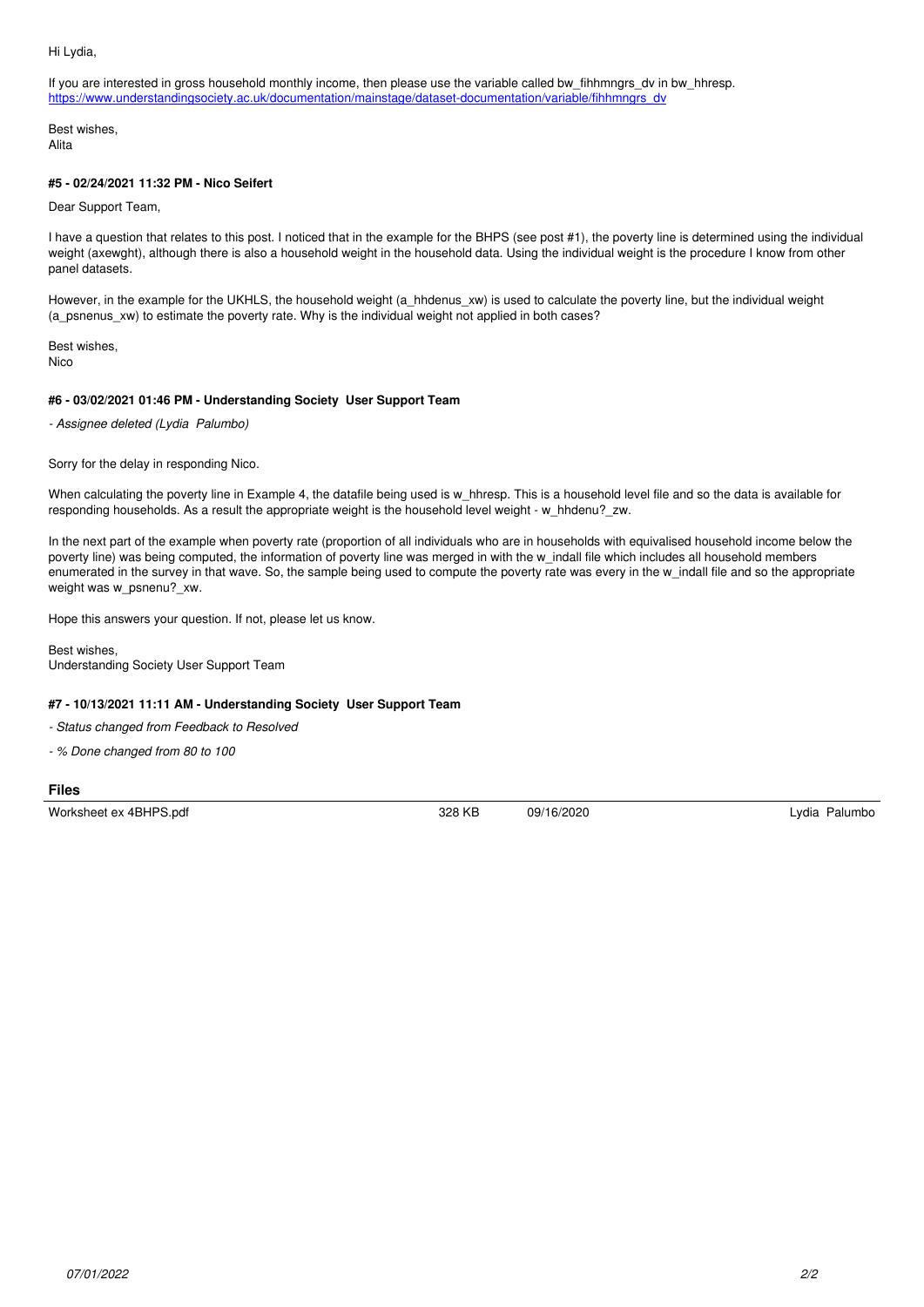Hi Lydia,

If you are interested in gross household monthly income, then please use the variable called bw_fihhmngrs_dv in bw_hhresp.
https://www.understandingsociety.ac.uk/documentation/mainstage/dataset-documentation/variable/fihhmngrs_dv

Best wishes,
Alita

#### #5 - 02/24/2021 11:32 PM - Nico Seifert

Dear Support Team,

I have a question that relates to this post. I noticed that in the example for the BHPS (see post #1), the poverty line is determined using the individual weight (axewght), although there is also a household weight in the household data. Using the individual weight is the procedure I know from other panel datasets.

However, in the example for the UKHLS, the household weight (a_hhdenus_xw) is used to calculate the poverty line, but the individual weight (a_psnenus_xw) to estimate the poverty rate. Why is the individual weight not applied in both cases?

Best wishes,
Nico

#### #6 - 03/02/2021 01:46 PM - Understanding Society User Support Team

*- Assignee deleted (Lydia Palumbo)*

Sorry for the delay in responding Nico.

When calculating the poverty line in Example 4, the datafile being used is w_hhresp. This is a household level file and so the data is available for responding households. As a result the appropriate weight is the household level weight - w_hhdenu?_zw.

In the next part of the example when poverty rate (proportion of all individuals who are in households with equivalised household income below the poverty line) was being computed, the information of poverty line was merged in with the w_indall file which includes all household members enumerated in the survey in that wave. So, the sample being used to compute the poverty rate was every in the w_indall file and so the appropriate weight was w_psnenu?_xw.

Hope this answers your question. If not, please let us know.

Best wishes,
Understanding Society User Support Team

#### #7 - 10/13/2021 11:11 AM - Understanding Society User Support Team

*- Status changed from Feedback to Resolved*

*- % Done changed from 80 to 100*

### Files

| | | | |
|---|---|---|---|
| Worksheet ex 4BHPS.pdf | 328 KB | 09/16/2020 | Lydia Palumbo |